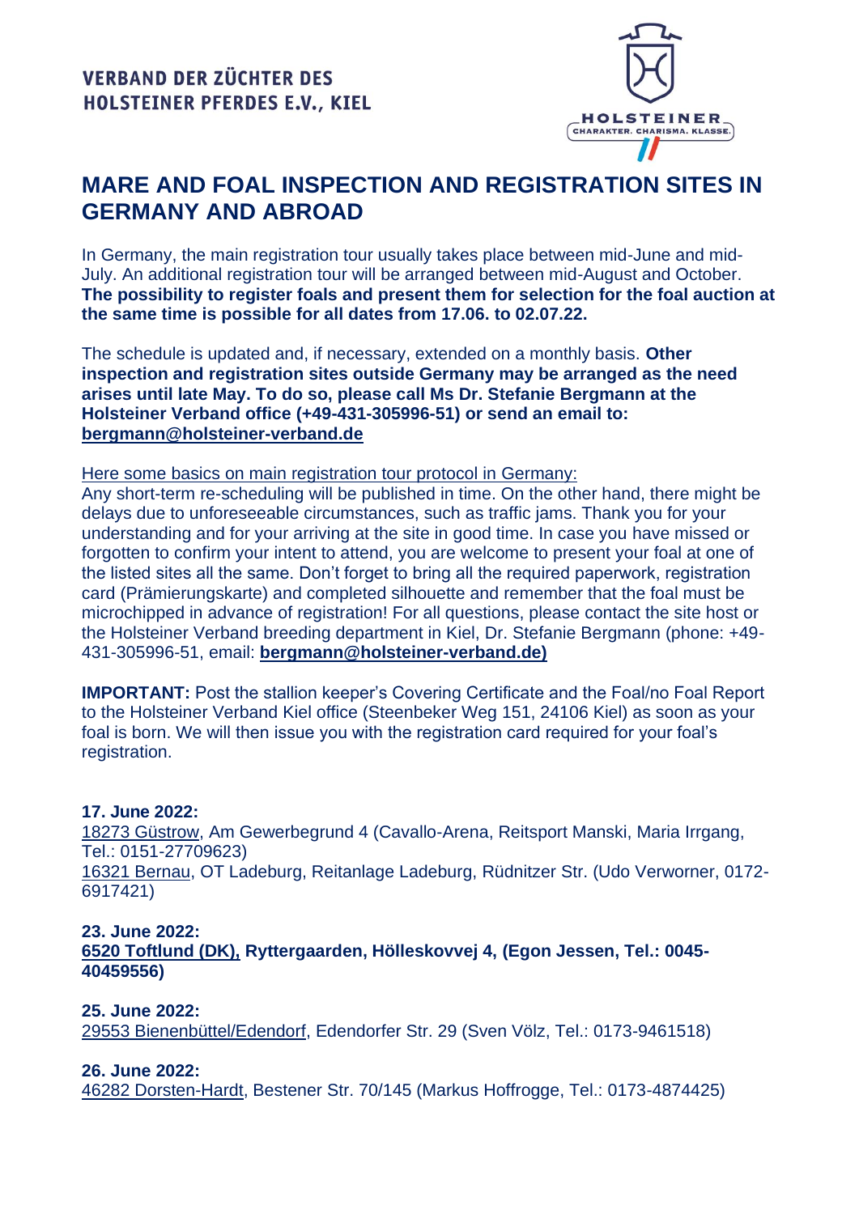**VERBAND DER ZÜCHTER DES HOLSTEINER PFERDES E.V., KIEL**

HOLSTEINER
CHARAKTER. CHARISMA. KLASSE.

# MARE AND FOAL INSPECTION AND REGISTRATION SITES IN GERMANY AND ABROAD

In Germany, the main registration tour usually takes place between mid-June and mid-July. An additional registration tour will be arranged between mid-August and October. **The possibility to register foals and present them for selection for the foal auction at the same time is possible for all dates from 17.06. to 02.07.22.**

The schedule is updated and, if necessary, extended on a monthly basis. **Other inspection and registration sites outside Germany may be arranged as the need arises until late May. To do so, please call Ms Dr. Stefanie Bergmann at the Holsteiner Verband office (+49-431-305996-51) or send an email to: bergmann@holsteiner-verband.de**

Here some basics on main registration tour protocol in Germany:
Any short-term re-scheduling will be published in time. On the other hand, there might be delays due to unforeseeable circumstances, such as traffic jams. Thank you for your understanding and for your arriving at the site in good time. In case you have missed or forgotten to confirm your intent to attend, you are welcome to present your foal at one of the listed sites all the same. Don't forget to bring all the required paperwork, registration card (Prämierungskarte) and completed silhouette and remember that the foal must be microchipped in advance of registration! For all questions, please contact the site host or the Holsteiner Verband breeding department in Kiel, Dr. Stefanie Bergmann (phone: +49-431-305996-51, email: **bergmann@holsteiner-verband.de)**

**IMPORTANT:** Post the stallion keeper's Covering Certificate and the Foal/no Foal Report to the Holsteiner Verband Kiel office (Steenbeker Weg 151, 24106 Kiel) as soon as your foal is born. We will then issue you with the registration card required for your foal's registration.

**17. June 2022:**
18273 Güstrow, Am Gewerbegrund 4 (Cavallo-Arena, Reitsport Manski, Maria Irrgang, Tel.: 0151-27709623)
16321 Bernau, OT Ladeburg, Reitanlage Ladeburg, Rüdnitzer Str. (Udo Verworner, 0172-6917421)

**23. June 2022:**
**6520 Toftlund (DK), Ryttergaarden, Hölleskovvej 4, (Egon Jessen, Tel.: 0045-40459556)**

**25. June 2022:**
29553 Bienenbüttel/Edendorf, Edendorfer Str. 29 (Sven Völz, Tel.: 0173-9461518)

**26. June 2022:**
46282 Dorsten-Hardt, Bestener Str. 70/145 (Markus Hoffrogge, Tel.: 0173-4874425)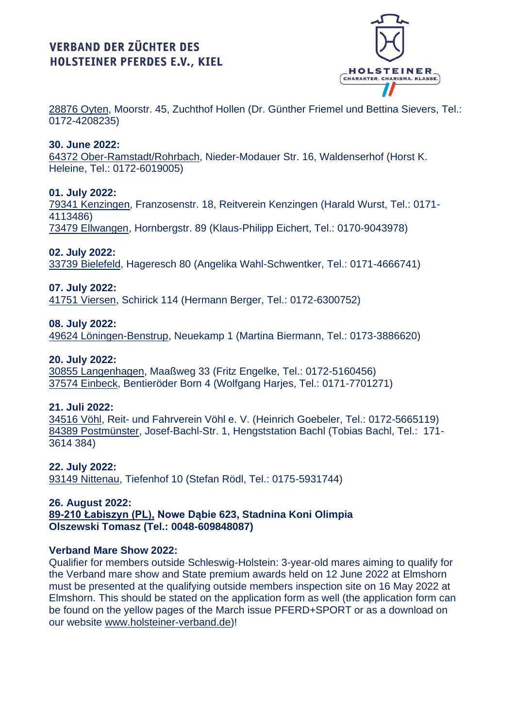28876 Oyten, Moorstr. 45, Zuchthof Hollen (Dr. Günther Friemel und Bettina Sievers, Tel.: 0172-4208235)

**30. June 2022:**
64372 Ober-Ramstadt/Rohrbach, Nieder-Modauer Str. 16, Waldenserhof (Horst K. Heleine, Tel.: 0172-6019005)

**01. July 2022:**
79341 Kenzingen, Franzosenstr. 18, Reitverein Kenzingen (Harald Wurst, Tel.: 0171-4113486)
73479 Ellwangen, Hornbergstr. 89 (Klaus-Philipp Eichert, Tel.: 0170-9043978)

**02. July 2022:**
33739 Bielefeld, Hageresch 80 (Angelika Wahl-Schwentker, Tel.: 0171-4666741)

**07. July 2022:**
41751 Viersen, Schirick 114 (Hermann Berger, Tel.: 0172-6300752)

**08. July 2022:**
49624 Löningen-Benstrup, Neuekamp 1 (Martina Biermann, Tel.: 0173-3886620)

**20. July 2022:**
30855 Langenhagen, Maaßweg 33 (Fritz Engelke, Tel.: 0172-5160456)
37574 Einbeck, Bentieröder Born 4 (Wolfgang Harjes, Tel.: 0171-7701271)

**21. Juli 2022:**
34516 Vöhl, Reit- und Fahrverein Vöhl e. V. (Heinrich Goebeler, Tel.: 0172-5665119)
84389 Postmünster, Josef-Bachl-Str. 1, Hengststation Bachl (Tobias Bachl, Tel.: 171-3614 384)

**22. July 2022:**
93149 Nittenau, Tiefenhof 10 (Stefan Rödl, Tel.: 0175-5931744)

**26. August 2022:**
**89-210 Łabiszyn (PL), Nowe Dąbie 623, Stadnina Koni Olimpia Olszewski Tomasz (Tel.: 0048-609848087)**

**Verband Mare Show 2022:**
Qualifier for members outside Schleswig-Holstein: 3-year-old mares aiming to qualify for the Verband mare show and State premium awards held on 12 June 2022 at Elmshorn must be presented at the qualifying outside members inspection site on 16 May 2022 at Elmshorn. This should be stated on the application form as well (the application form can be found on the yellow pages of the March issue PFERD+SPORT or as a download on our website www.holsteiner-verband.de)!